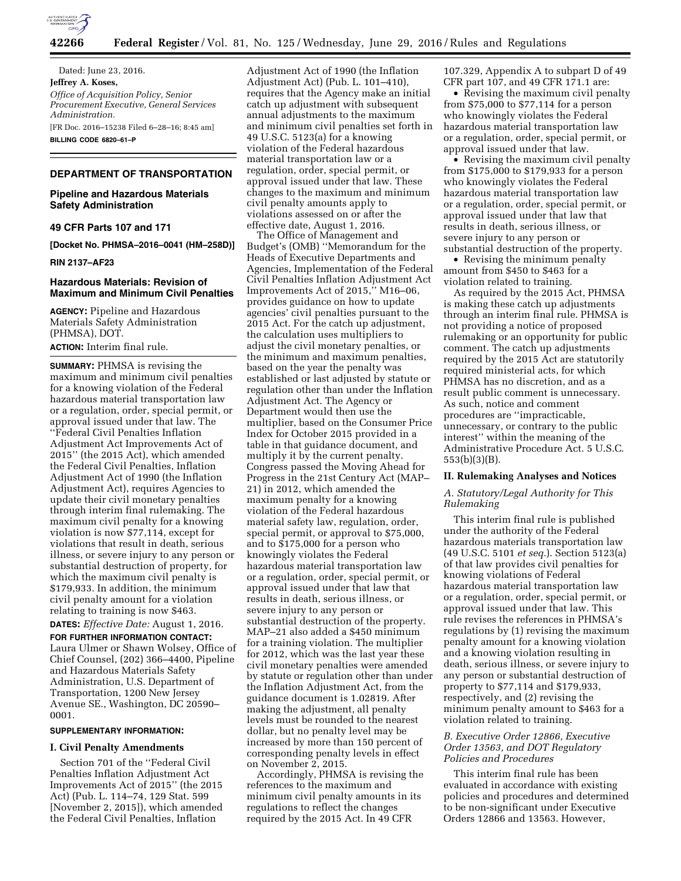Dated: June 23, 2016.

**Jeffrey A. Koses,**

*Office of Acquisition Policy, Senior Procurement Executive, General Services Administration.*

[FR Doc. 2016–15238 Filed 6–28–16; 8:45 am]

**BILLING CODE 6820–61–P**

## DEPARTMENT OF TRANSPORTATION

### Pipeline and Hazardous Materials Safety Administration

### 49 CFR Parts 107 and 171

**[Docket No. PHMSA–2016–0041 (HM–258D)]**

**RIN 2137–AF23**

### Hazardous Materials: Revision of Maximum and Minimum Civil Penalties

**AGENCY:** Pipeline and Hazardous Materials Safety Administration (PHMSA), DOT.

**ACTION:** Interim final rule.

**SUMMARY:** PHMSA is revising the maximum and minimum civil penalties for a knowing violation of the Federal hazardous material transportation law or a regulation, order, special permit, or approval issued under that law. The ''Federal Civil Penalties Inflation Adjustment Act Improvements Act of 2015'' (the 2015 Act), which amended the Federal Civil Penalties, Inflation Adjustment Act of 1990 (the Inflation Adjustment Act), requires Agencies to update their civil monetary penalties through interim final rulemaking. The maximum civil penalty for a knowing violation is now $77,114, except for violations that result in death, serious illness, or severe injury to any person or substantial destruction of property, for which the maximum civil penalty is $179,933. In addition, the minimum civil penalty amount for a violation relating to training is now $463.

**DATES:** *Effective Date:* August 1, 2016.

**FOR FURTHER INFORMATION CONTACT:** Laura Ulmer or Shawn Wolsey, Office of Chief Counsel, (202) 366–4400, Pipeline and Hazardous Materials Safety Administration, U.S. Department of Transportation, 1200 New Jersey Avenue SE., Washington, DC 20590–0001.

**SUPPLEMENTARY INFORMATION:**

#### I. Civil Penalty Amendments

Section 701 of the ''Federal Civil Penalties Inflation Adjustment Act Improvements Act of 2015'' (the 2015 Act) (Pub. L. 114–74, 129 Stat. 599 [November 2, 2015]), which amended the Federal Civil Penalties, Inflation Adjustment Act of 1990 (the Inflation Adjustment Act) (Pub. L. 101–410), requires that the Agency make an initial catch up adjustment with subsequent annual adjustments to the maximum and minimum civil penalties set forth in 49 U.S.C. 5123(a) for a knowing violation of the Federal hazardous material transportation law or a regulation, order, special permit, or approval issued under that law. These changes to the maximum and minimum civil penalty amounts apply to violations assessed on or after the effective date, August 1, 2016.

The Office of Management and Budget's (OMB) ''Memorandum for the Heads of Executive Departments and Agencies, Implementation of the Federal Civil Penalties Inflation Adjustment Act Improvements Act of 2015,'' M16–06, provides guidance on how to update agencies' civil penalties pursuant to the 2015 Act. For the catch up adjustment, the calculation uses multipliers to adjust the civil monetary penalties, or the minimum and maximum penalties, based on the year the penalty was established or last adjusted by statute or regulation other than under the Inflation Adjustment Act. The Agency or Department would then use the multiplier, based on the Consumer Price Index for October 2015 provided in a table in that guidance document, and multiply it by the current penalty. Congress passed the Moving Ahead for Progress in the 21st Century Act (MAP–21) in 2012, which amended the maximum penalty for a knowing violation of the Federal hazardous material safety law, regulation, order, special permit, or approval to $75,000, and to $175,000 for a person who knowingly violates the Federal hazardous material transportation law or a regulation, order, special permit, or approval issued under that law that results in death, serious illness, or severe injury to any person or substantial destruction of the property. MAP–21 also added a $450 minimum for a training violation. The multiplier for 2012, which was the last year these civil monetary penalties were amended by statute or regulation other than under the Inflation Adjustment Act, from the guidance document is 1.02819. After making the adjustment, all penalty levels must be rounded to the nearest dollar, but no penalty level may be increased by more than 150 percent of corresponding penalty levels in effect on November 2, 2015.

Accordingly, PHMSA is revising the references to the maximum and minimum civil penalty amounts in its regulations to reflect the changes required by the 2015 Act. In 49 CFR 107.329, Appendix A to subpart D of 49 CFR part 107, and 49 CFR 171.1 are:

- Revising the maximum civil penalty from $75,000 to $77,114 for a person who knowingly violates the Federal hazardous material transportation law or a regulation, order, special permit, or approval issued under that law.
- Revising the maximum civil penalty from $175,000 to $179,933 for a person who knowingly violates the Federal hazardous material transportation law or a regulation, order, special permit, or approval issued under that law that results in death, serious illness, or severe injury to any person or substantial destruction of the property.
- Revising the minimum penalty amount from $450 to $463 for a violation related to training.

As required by the 2015 Act, PHMSA is making these catch up adjustments through an interim final rule. PHMSA is not providing a notice of proposed rulemaking or an opportunity for public comment. The catch up adjustments required by the 2015 Act are statutorily required ministerial acts, for which PHMSA has no discretion, and as a result public comment is unnecessary. As such, notice and comment procedures are ''impracticable, unnecessary, or contrary to the public interest'' within the meaning of the Administrative Procedure Act. 5 U.S.C. 553(b)(3)(B).

#### II. Rulemaking Analyses and Notices

##### *A. Statutory/Legal Authority for This Rulemaking*

This interim final rule is published under the authority of the Federal hazardous materials transportation law (49 U.S.C. 5101 *et seq.*). Section 5123(a) of that law provides civil penalties for knowing violations of Federal hazardous material transportation law or a regulation, order, special permit, or approval issued under that law. This rule revises the references in PHMSA's regulations by (1) revising the maximum penalty amount for a knowing violation and a knowing violation resulting in death, serious illness, or severe injury to any person or substantial destruction of property to $77,114 and $179,933, respectively, and (2) revising the minimum penalty amount to $463 for a violation related to training.

##### *B. Executive Order 12866, Executive Order 13563, and DOT Regulatory Policies and Procedures*

This interim final rule has been evaluated in accordance with existing policies and procedures and determined to be non-significant under Executive Orders 12866 and 13563. However,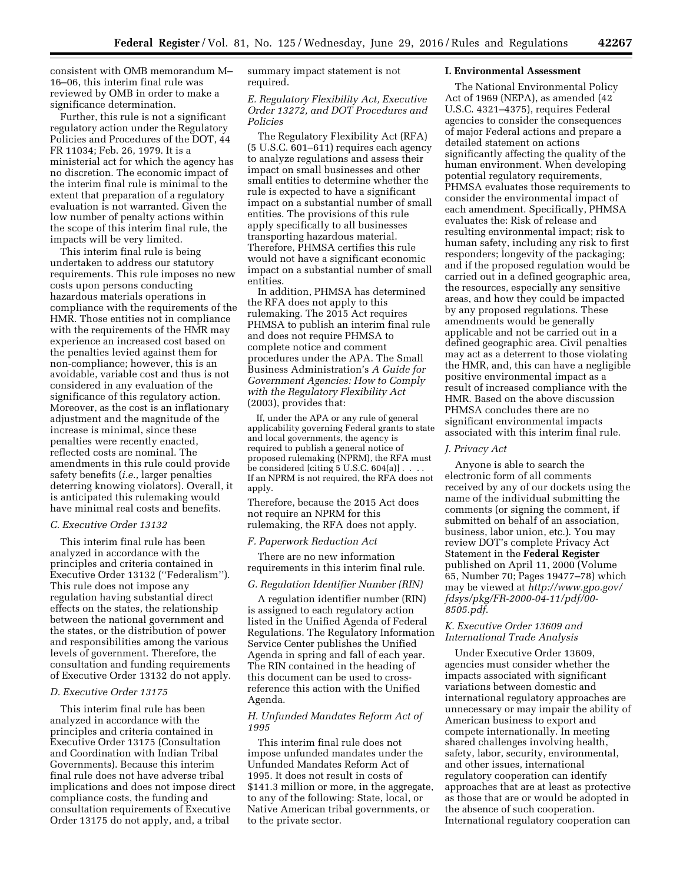consistent with OMB memorandum M–16–06, this interim final rule was reviewed by OMB in order to make a significance determination.

Further, this rule is not a significant regulatory action under the Regulatory Policies and Procedures of the DOT, 44 FR 11034; Feb. 26, 1979. It is a ministerial act for which the agency has no discretion. The economic impact of the interim final rule is minimal to the extent that preparation of a regulatory evaluation is not warranted. Given the low number of penalty actions within the scope of this interim final rule, the impacts will be very limited.

This interim final rule is being undertaken to address our statutory requirements. This rule imposes no new costs upon persons conducting hazardous materials operations in compliance with the requirements of the HMR. Those entities not in compliance with the requirements of the HMR may experience an increased cost based on the penalties levied against them for non-compliance; however, this is an avoidable, variable cost and thus is not considered in any evaluation of the significance of this regulatory action. Moreover, as the cost is an inflationary adjustment and the magnitude of the increase is minimal, since these penalties were recently enacted, reflected costs are nominal. The amendments in this rule could provide safety benefits (*i.e.,* larger penalties deterring knowing violators). Overall, it is anticipated this rulemaking would have minimal real costs and benefits.

### *C. Executive Order 13132*

This interim final rule has been analyzed in accordance with the principles and criteria contained in Executive Order 13132 (''Federalism''). This rule does not impose any regulation having substantial direct effects on the states, the relationship between the national government and the states, or the distribution of power and responsibilities among the various levels of government. Therefore, the consultation and funding requirements of Executive Order 13132 do not apply.

### *D. Executive Order 13175*

This interim final rule has been analyzed in accordance with the principles and criteria contained in Executive Order 13175 (Consultation and Coordination with Indian Tribal Governments). Because this interim final rule does not have adverse tribal implications and does not impose direct compliance costs, the funding and consultation requirements of Executive Order 13175 do not apply, and, a tribal summary impact statement is not required.

### *E. Regulatory Flexibility Act, Executive Order 13272, and DOT Procedures and Policies*

The Regulatory Flexibility Act (RFA) (5 U.S.C. 601–611) requires each agency to analyze regulations and assess their impact on small businesses and other small entities to determine whether the rule is expected to have a significant impact on a substantial number of small entities. The provisions of this rule apply specifically to all businesses transporting hazardous material. Therefore, PHMSA certifies this rule would not have a significant economic impact on a substantial number of small entities.

In addition, PHMSA has determined the RFA does not apply to this rulemaking. The 2015 Act requires PHMSA to publish an interim final rule and does not require PHMSA to complete notice and comment procedures under the APA. The Small Business Administration's *A Guide for Government Agencies: How to Comply with the Regulatory Flexibility Act* (2003), provides that:

> If, under the APA or any rule of general applicability governing Federal grants to state and local governments, the agency is required to publish a general notice of proposed rulemaking (NPRM), the RFA must be considered [citing 5 U.S.C. 604(a)] . . . . If an NPRM is not required, the RFA does not apply.

Therefore, because the 2015 Act does not require an NPRM for this rulemaking, the RFA does not apply.

### *F. Paperwork Reduction Act*

There are no new information requirements in this interim final rule.

### *G. Regulation Identifier Number (RIN)*

A regulation identifier number (RIN) is assigned to each regulatory action listed in the Unified Agenda of Federal Regulations. The Regulatory Information Service Center publishes the Unified Agenda in spring and fall of each year. The RIN contained in the heading of this document can be used to cross-reference this action with the Unified Agenda.

### *H. Unfunded Mandates Reform Act of 1995*

This interim final rule does not impose unfunded mandates under the Unfunded Mandates Reform Act of 1995. It does not result in costs of $141.3 million or more, in the aggregate, to any of the following: State, local, or Native American tribal governments, or to the private sector.

### I. Environmental Assessment

The National Environmental Policy Act of 1969 (NEPA), as amended (42 U.S.C. 4321–4375), requires Federal agencies to consider the consequences of major Federal actions and prepare a detailed statement on actions significantly affecting the quality of the human environment. When developing potential regulatory requirements, PHMSA evaluates those requirements to consider the environmental impact of each amendment. Specifically, PHMSA evaluates the: Risk of release and resulting environmental impact; risk to human safety, including any risk to first responders; longevity of the packaging; and if the proposed regulation would be carried out in a defined geographic area, the resources, especially any sensitive areas, and how they could be impacted by any proposed regulations. These amendments would be generally applicable and not be carried out in a defined geographic area. Civil penalties may act as a deterrent to those violating the HMR, and, this can have a negligible positive environmental impact as a result of increased compliance with the HMR. Based on the above discussion PHMSA concludes there are no significant environmental impacts associated with this interim final rule.

### *J. Privacy Act*

Anyone is able to search the electronic form of all comments received by any of our dockets using the name of the individual submitting the comments (or signing the comment, if submitted on behalf of an association, business, labor union, etc.). You may review DOT's complete Privacy Act Statement in the **Federal Register** published on April 11, 2000 (Volume 65, Number 70; Pages 19477–78) which may be viewed at *http://www.gpo.gov/fdsys/pkg/FR-2000-04-11/pdf/00-8505.pdf.*

### *K. Executive Order 13609 and International Trade Analysis*

Under Executive Order 13609, agencies must consider whether the impacts associated with significant variations between domestic and international regulatory approaches are unnecessary or may impair the ability of American business to export and compete internationally. In meeting shared challenges involving health, safety, labor, security, environmental, and other issues, international regulatory cooperation can identify approaches that are at least as protective as those that are or would be adopted in the absence of such cooperation. International regulatory cooperation can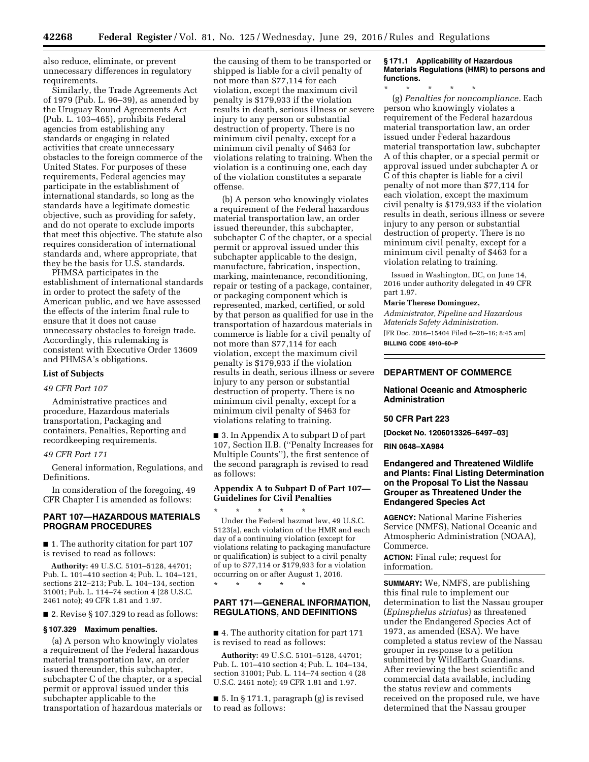also reduce, eliminate, or prevent unnecessary differences in regulatory requirements.

Similarly, the Trade Agreements Act of 1979 (Pub. L. 96–39), as amended by the Uruguay Round Agreements Act (Pub. L. 103–465), prohibits Federal agencies from establishing any standards or engaging in related activities that create unnecessary obstacles to the foreign commerce of the United States. For purposes of these requirements, Federal agencies may participate in the establishment of international standards, so long as the standards have a legitimate domestic objective, such as providing for safety, and do not operate to exclude imports that meet this objective. The statute also requires consideration of international standards and, where appropriate, that they be the basis for U.S. standards.

PHMSA participates in the establishment of international standards in order to protect the safety of the American public, and we have assessed the effects of the interim final rule to ensure that it does not cause unnecessary obstacles to foreign trade. Accordingly, this rulemaking is consistent with Executive Order 13609 and PHMSA's obligations.

**List of Subjects**

*49 CFR Part 107*

Administrative practices and procedure, Hazardous materials transportation, Packaging and containers, Penalties, Reporting and recordkeeping requirements.

*49 CFR Part 171*

General information, Regulations, and Definitions.

In consideration of the foregoing, 49 CFR Chapter I is amended as follows:

## PART 107—HAZARDOUS MATERIALS PROGRAM PROCEDURES

■ 1. The authority citation for part 107 is revised to read as follows:

**Authority:** 49 U.S.C. 5101–5128, 44701; Pub. L. 101–410 section 4; Pub. L. 104–121, sections 212–213; Pub. L. 104–134, section 31001; Pub. L. 114–74 section 4 (28 U.S.C. 2461 note); 49 CFR 1.81 and 1.97.

■ 2. Revise § 107.329 to read as follows:

**§ 107.329 Maximum penalties.**

(a) A person who knowingly violates a requirement of the Federal hazardous material transportation law, an order issued thereunder, this subchapter, subchapter C of the chapter, or a special permit or approval issued under this subchapter applicable to the transportation of hazardous materials or the causing of them to be transported or shipped is liable for a civil penalty of not more than $77,114 for each violation, except the maximum civil penalty is $179,933 if the violation results in death, serious illness or severe injury to any person or substantial destruction of property. There is no minimum civil penalty, except for a minimum civil penalty of $463 for violations relating to training. When the violation is a continuing one, each day of the violation constitutes a separate offense.

(b) A person who knowingly violates a requirement of the Federal hazardous material transportation law, an order issued thereunder, this subchapter, subchapter C of the chapter, or a special permit or approval issued under this subchapter applicable to the design, manufacture, fabrication, inspection, marking, maintenance, reconditioning, repair or testing of a package, container, or packaging component which is represented, marked, certified, or sold by that person as qualified for use in the transportation of hazardous materials in commerce is liable for a civil penalty of not more than $77,114 for each violation, except the maximum civil penalty is $179,933 if the violation results in death, serious illness or severe injury to any person or substantial destruction of property. There is no minimum civil penalty, except for a minimum civil penalty of $463 for violations relating to training.

■ 3. In Appendix A to subpart D of part 107, Section II.B. (''Penalty Increases for Multiple Counts''), the first sentence of the second paragraph is revised to read as follows:

### Appendix A to Subpart D of Part 107—Guidelines for Civil Penalties

\* \* \* \* \*

Under the Federal hazmat law, 49 U.S.C. 5123(a), each violation of the HMR and each day of a continuing violation (except for violations relating to packaging manufacture or qualification) is subject to a civil penalty of up to $77,114 or $179,933 for a violation occurring on or after August 1, 2016.

\* \* \* \* \*

## PART 171—GENERAL INFORMATION, REGULATIONS, AND DEFINITIONS

■ 4. The authority citation for part 171 is revised to read as follows:

**Authority:** 49 U.S.C. 5101–5128, 44701; Pub. L. 101–410 section 4; Pub. L. 104–134, section 31001; Pub. L. 114–74 section 4 (28 U.S.C. 2461 note); 49 CFR 1.81 and 1.97.

■ 5. In § 171.1, paragraph (g) is revised to read as follows:

**§ 171.1 Applicability of Hazardous Materials Regulations (HMR) to persons and functions.**

\* \* \* \* \*

(g) *Penalties for noncompliance.* Each person who knowingly violates a requirement of the Federal hazardous material transportation law, an order issued under Federal hazardous material transportation law, subchapter A of this chapter, or a special permit or approval issued under subchapter A or C of this chapter is liable for a civil penalty of not more than $77,114 for each violation, except the maximum civil penalty is $179,933 if the violation results in death, serious illness or severe injury to any person or substantial destruction of property. There is no minimum civil penalty, except for a minimum civil penalty of $463 for a violation relating to training.

Issued in Washington, DC, on June 14, 2016 under authority delegated in 49 CFR part 1.97.

**Marie Therese Dominguez,**

*Administrator, Pipeline and Hazardous Materials Safety Administration.*

[FR Doc. 2016–15404 Filed 6–28–16; 8:45 am]

**BILLING CODE 4910–60–P**

---

## DEPARTMENT OF COMMERCE

## National Oceanic and Atmospheric Administration

## 50 CFR Part 223

**[Docket No. 1206013326–6497–03]**

**RIN 0648–XA984**

## Endangered and Threatened Wildlife and Plants: Final Listing Determination on the Proposal To List the Nassau Grouper as Threatened Under the Endangered Species Act

**AGENCY:** National Marine Fisheries Service (NMFS), National Oceanic and Atmospheric Administration (NOAA), Commerce.

**ACTION:** Final rule; request for information.

**SUMMARY:** We, NMFS, are publishing this final rule to implement our determination to list the Nassau grouper (*Epinephelus striatus*) as threatened under the Endangered Species Act of 1973, as amended (ESA). We have completed a status review of the Nassau grouper in response to a petition submitted by WildEarth Guardians. After reviewing the best scientific and commercial data available, including the status review and comments received on the proposed rule, we have determined that the Nassau grouper